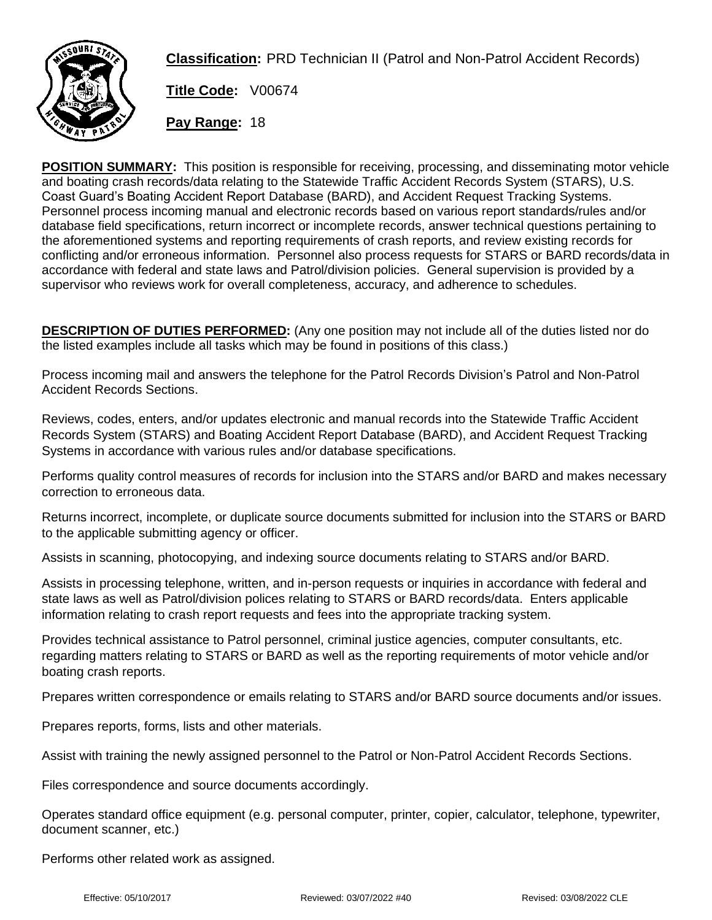**Classification:** PRD Technician II (Patrol and Non-Patrol Accident Records)

**Title Code:** V00674

**Pay Range:** 18

**POSITION SUMMARY:** This position is responsible for receiving, processing, and disseminating motor vehicle and boating crash records/data relating to the Statewide Traffic Accident Records System (STARS), U.S. Coast Guard's Boating Accident Report Database (BARD), and Accident Request Tracking Systems. Personnel process incoming manual and electronic records based on various report standards/rules and/or database field specifications, return incorrect or incomplete records, answer technical questions pertaining to the aforementioned systems and reporting requirements of crash reports, and review existing records for conflicting and/or erroneous information. Personnel also process requests for STARS or BARD records/data in accordance with federal and state laws and Patrol/division policies. General supervision is provided by a supervisor who reviews work for overall completeness, accuracy, and adherence to schedules.

**DESCRIPTION OF DUTIES PERFORMED:** (Any one position may not include all of the duties listed nor do the listed examples include all tasks which may be found in positions of this class.)

Process incoming mail and answers the telephone for the Patrol Records Division's Patrol and Non-Patrol Accident Records Sections.

Reviews, codes, enters, and/or updates electronic and manual records into the Statewide Traffic Accident Records System (STARS) and Boating Accident Report Database (BARD), and Accident Request Tracking Systems in accordance with various rules and/or database specifications.

Performs quality control measures of records for inclusion into the STARS and/or BARD and makes necessary correction to erroneous data.

Returns incorrect, incomplete, or duplicate source documents submitted for inclusion into the STARS or BARD to the applicable submitting agency or officer.

Assists in scanning, photocopying, and indexing source documents relating to STARS and/or BARD.

Assists in processing telephone, written, and in-person requests or inquiries in accordance with federal and state laws as well as Patrol/division polices relating to STARS or BARD records/data. Enters applicable information relating to crash report requests and fees into the appropriate tracking system.

Provides technical assistance to Patrol personnel, criminal justice agencies, computer consultants, etc. regarding matters relating to STARS or BARD as well as the reporting requirements of motor vehicle and/or boating crash reports.

Prepares written correspondence or emails relating to STARS and/or BARD source documents and/or issues.

Prepares reports, forms, lists and other materials.

Assist with training the newly assigned personnel to the Patrol or Non-Patrol Accident Records Sections.

Files correspondence and source documents accordingly.

Operates standard office equipment (e.g. personal computer, printer, copier, calculator, telephone, typewriter, document scanner, etc.)

Performs other related work as assigned.

Effective: 05/10/2017 Reviewed: 03/07/2022 #40 Revised: 03/08/2022 CLE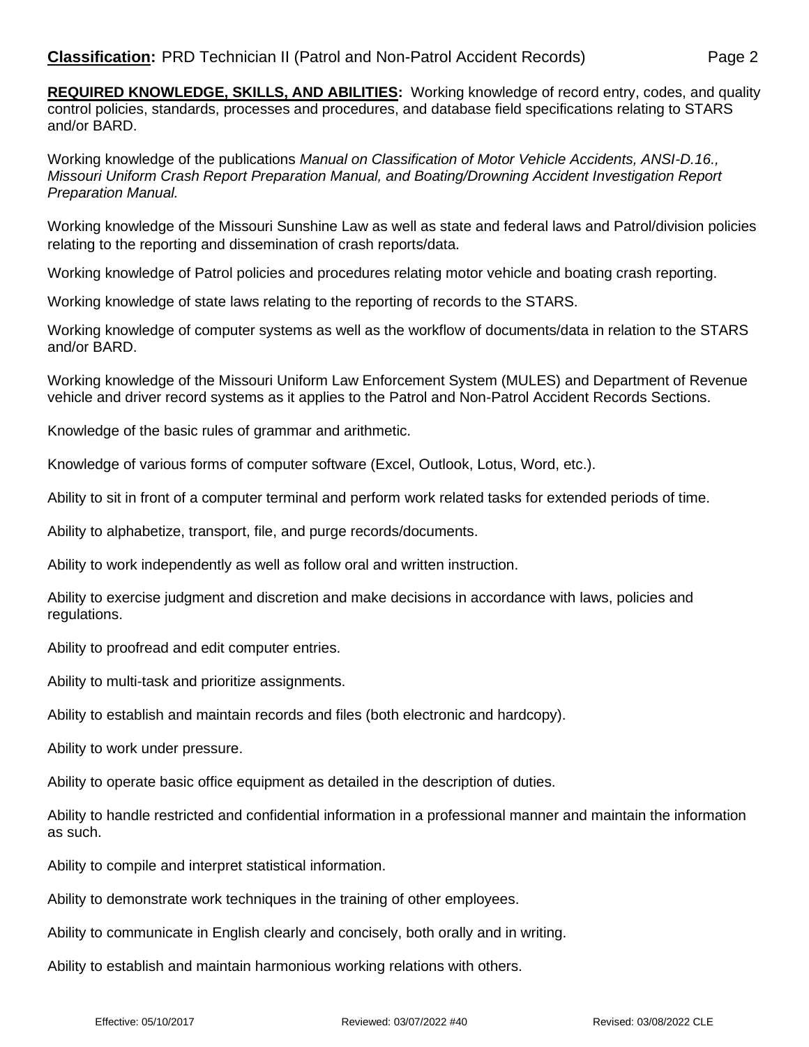**REQUIRED KNOWLEDGE, SKILLS, AND ABILITIES:** Working knowledge of record entry, codes, and quality control policies, standards, processes and procedures, and database field specifications relating to STARS and/or BARD.

Working knowledge of the publications *Manual on Classification of Motor Vehicle Accidents, ANSI-D.16., Missouri Uniform Crash Report Preparation Manual, and Boating/Drowning Accident Investigation Report Preparation Manual.*

Working knowledge of the Missouri Sunshine Law as well as state and federal laws and Patrol/division policies relating to the reporting and dissemination of crash reports/data.

Working knowledge of Patrol policies and procedures relating motor vehicle and boating crash reporting.

Working knowledge of state laws relating to the reporting of records to the STARS.

Working knowledge of computer systems as well as the workflow of documents/data in relation to the STARS and/or BARD.

Working knowledge of the Missouri Uniform Law Enforcement System (MULES) and Department of Revenue vehicle and driver record systems as it applies to the Patrol and Non-Patrol Accident Records Sections.

Knowledge of the basic rules of grammar and arithmetic.

Knowledge of various forms of computer software (Excel, Outlook, Lotus, Word, etc.).

Ability to sit in front of a computer terminal and perform work related tasks for extended periods of time.

Ability to alphabetize, transport, file, and purge records/documents.

Ability to work independently as well as follow oral and written instruction.

Ability to exercise judgment and discretion and make decisions in accordance with laws, policies and regulations.

Ability to proofread and edit computer entries.

Ability to multi-task and prioritize assignments.

Ability to establish and maintain records and files (both electronic and hardcopy).

Ability to work under pressure.

Ability to operate basic office equipment as detailed in the description of duties.

Ability to handle restricted and confidential information in a professional manner and maintain the information as such.

Ability to compile and interpret statistical information.

Ability to demonstrate work techniques in the training of other employees.

Ability to communicate in English clearly and concisely, both orally and in writing.

Ability to establish and maintain harmonious working relations with others.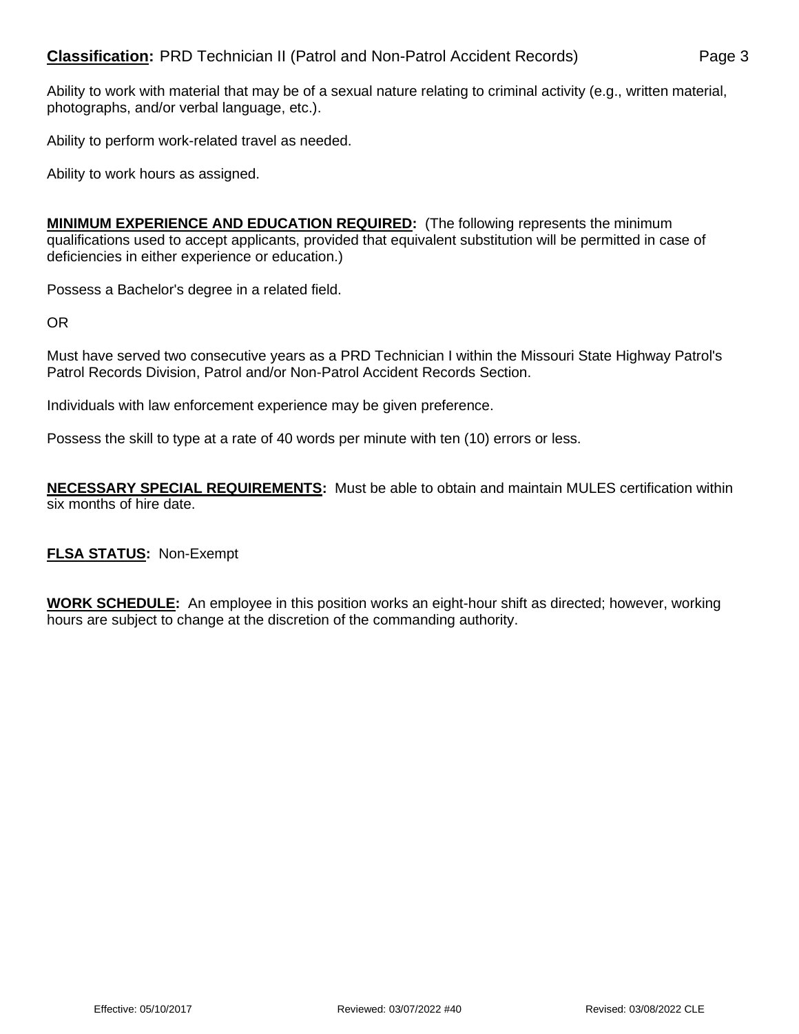Ability to work with material that may be of a sexual nature relating to criminal activity (e.g., written material, photographs, and/or verbal language, etc.).

Ability to perform work-related travel as needed.

Ability to work hours as assigned.

**MINIMUM EXPERIENCE AND EDUCATION REQUIRED:** (The following represents the minimum qualifications used to accept applicants, provided that equivalent substitution will be permitted in case of deficiencies in either experience or education.)

Possess a Bachelor's degree in a related field.

OR

Must have served two consecutive years as a PRD Technician I within the Missouri State Highway Patrol's Patrol Records Division, Patrol and/or Non-Patrol Accident Records Section.

Individuals with law enforcement experience may be given preference.

Possess the skill to type at a rate of 40 words per minute with ten (10) errors or less.

**NECESSARY SPECIAL REQUIREMENTS:** Must be able to obtain and maintain MULES certification within six months of hire date.

**FLSA STATUS:** Non-Exempt

**WORK SCHEDULE:** An employee in this position works an eight-hour shift as directed; however, working hours are subject to change at the discretion of the commanding authority.